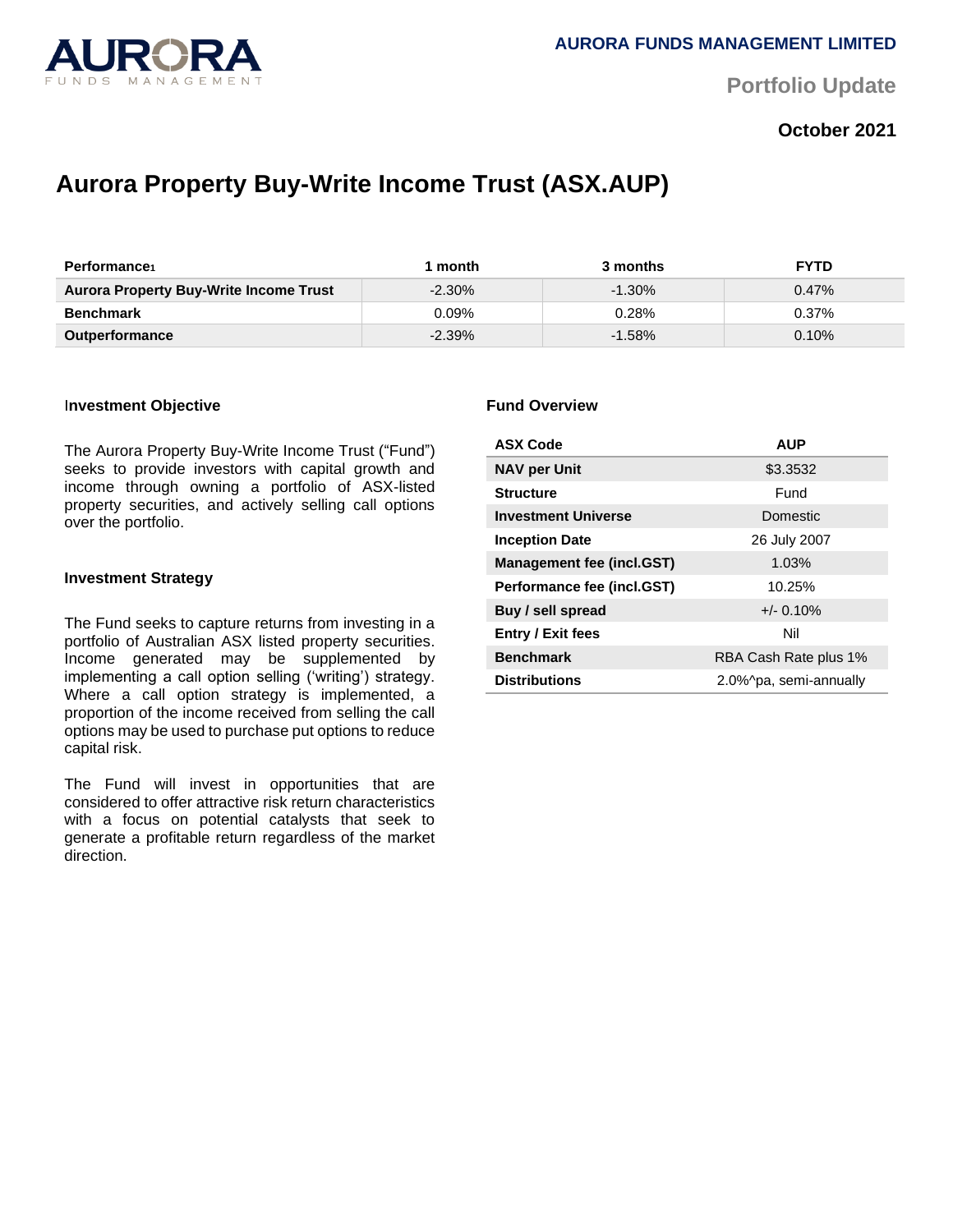AURORA FUNDS MANAGEMENT LIMITED

Portfolio Update

**October 2021**

# Aurora Property Buy-Write Income Trust (ASX.AUP)

| Performance[1] | 1 month | 3 months | FYTD |
|---|---|---|---|
| **Aurora Property Buy-Write Income Trust** | -2.30% | -1.30% | 0.47% |
| **Benchmark** | 0.09% | 0.28% | 0.37% |
| **Outperformance** | -2.39% | -1.58% | 0.10% |

### Investment Objective

The Aurora Property Buy-Write Income Trust ("Fund") seeks to provide investors with capital growth and income through owning a portfolio of ASX-listed property securities, and actively selling call options over the portfolio.

### Investment Strategy

The Fund seeks to capture returns from investing in a portfolio of Australian ASX listed property securities. Income generated may be supplemented by implementing a call option selling ('writing') strategy. Where a call option strategy is implemented, a proportion of the income received from selling the call options may be used to purchase put options to reduce capital risk.

The Fund will invest in opportunities that are considered to offer attractive risk return characteristics with a focus on potential catalysts that seek to generate a profitable return regardless of the market direction.

### Fund Overview

| ASX Code | AUP |
|---|---|
| **NAV per Unit** | $3.3532 |
| **Structure** | Fund |
| **Investment Universe** | Domestic |
| **Inception Date** | 26 July 2007 |
| **Management fee (incl.GST)** | 1.03% |
| **Performance fee (incl.GST)** | 10.25% |
| **Buy / sell spread** | +/- 0.10% |
| **Entry / Exit fees** | Nil |
| **Benchmark** | RBA Cash Rate plus 1% |
| **Distributions** | 2.0%^pa, semi-annually |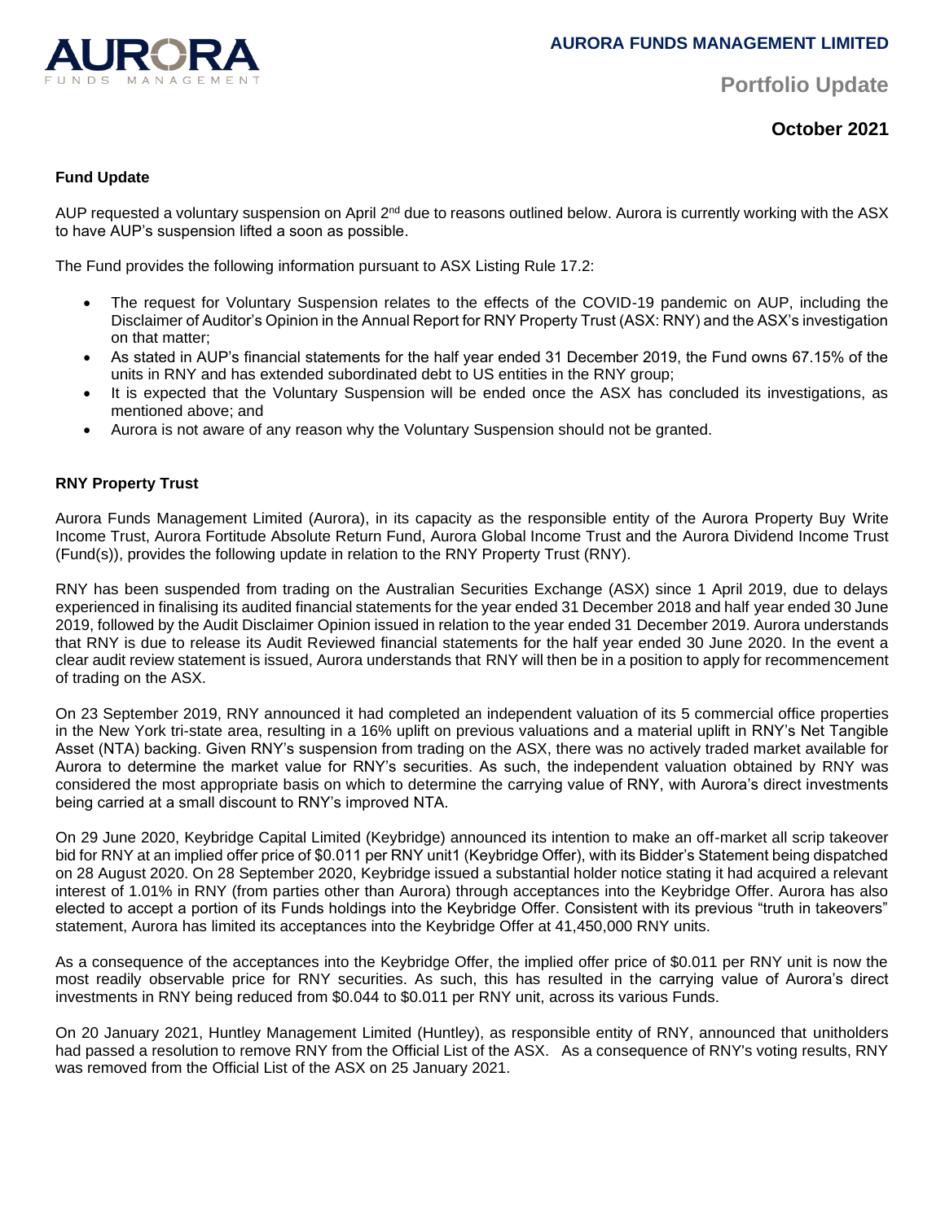# AURORA FUNDS MANAGEMENT LIMITED

## Portfolio Update

## October 2021

### Fund Update

AUP requested a voluntary suspension on April 2[nd] due to reasons outlined below. Aurora is currently working with the ASX to have AUP's suspension lifted a soon as possible.

The Fund provides the following information pursuant to ASX Listing Rule 17.2:

- The request for Voluntary Suspension relates to the effects of the COVID-19 pandemic on AUP, including the Disclaimer of Auditor's Opinion in the Annual Report for RNY Property Trust (ASX: RNY) and the ASX's investigation on that matter;
- As stated in AUP's financial statements for the half year ended 31 December 2019, the Fund owns 67.15% of the units in RNY and has extended subordinated debt to US entities in the RNY group;
- It is expected that the Voluntary Suspension will be ended once the ASX has concluded its investigations, as mentioned above; and
- Aurora is not aware of any reason why the Voluntary Suspension should not be granted.

### RNY Property Trust

Aurora Funds Management Limited (Aurora), in its capacity as the responsible entity of the Aurora Property Buy Write Income Trust, Aurora Fortitude Absolute Return Fund, Aurora Global Income Trust and the Aurora Dividend Income Trust (Fund(s)), provides the following update in relation to the RNY Property Trust (RNY).

RNY has been suspended from trading on the Australian Securities Exchange (ASX) since 1 April 2019, due to delays experienced in finalising its audited financial statements for the year ended 31 December 2018 and half year ended 30 June 2019, followed by the Audit Disclaimer Opinion issued in relation to the year ended 31 December 2019. Aurora understands that RNY is due to release its Audit Reviewed financial statements for the half year ended 30 June 2020. In the event a clear audit review statement is issued, Aurora understands that RNY will then be in a position to apply for recommencement of trading on the ASX.

On 23 September 2019, RNY announced it had completed an independent valuation of its 5 commercial office properties in the New York tri-state area, resulting in a 16% uplift on previous valuations and a material uplift in RNY's Net Tangible Asset (NTA) backing. Given RNY's suspension from trading on the ASX, there was no actively traded market available for Aurora to determine the market value for RNY's securities. As such, the independent valuation obtained by RNY was considered the most appropriate basis on which to determine the carrying value of RNY, with Aurora's direct investments being carried at a small discount to RNY's improved NTA.

On 29 June 2020, Keybridge Capital Limited (Keybridge) announced its intention to make an off-market all scrip takeover bid for RNY at an implied offer price of $0.011 per RNY unit1 (Keybridge Offer), with its Bidder's Statement being dispatched on 28 August 2020. On 28 September 2020, Keybridge issued a substantial holder notice stating it had acquired a relevant interest of 1.01% in RNY (from parties other than Aurora) through acceptances into the Keybridge Offer. Aurora has also elected to accept a portion of its Funds holdings into the Keybridge Offer. Consistent with its previous "truth in takeovers" statement, Aurora has limited its acceptances into the Keybridge Offer at 41,450,000 RNY units.

As a consequence of the acceptances into the Keybridge Offer, the implied offer price of $0.011 per RNY unit is now the most readily observable price for RNY securities. As such, this has resulted in the carrying value of Aurora's direct investments in RNY being reduced from $0.044 to $0.011 per RNY unit, across its various Funds.

On 20 January 2021, Huntley Management Limited (Huntley), as responsible entity of RNY, announced that unitholders had passed a resolution to remove RNY from the Official List of the ASX. As a consequence of RNY's voting results, RNY was removed from the Official List of the ASX on 25 January 2021.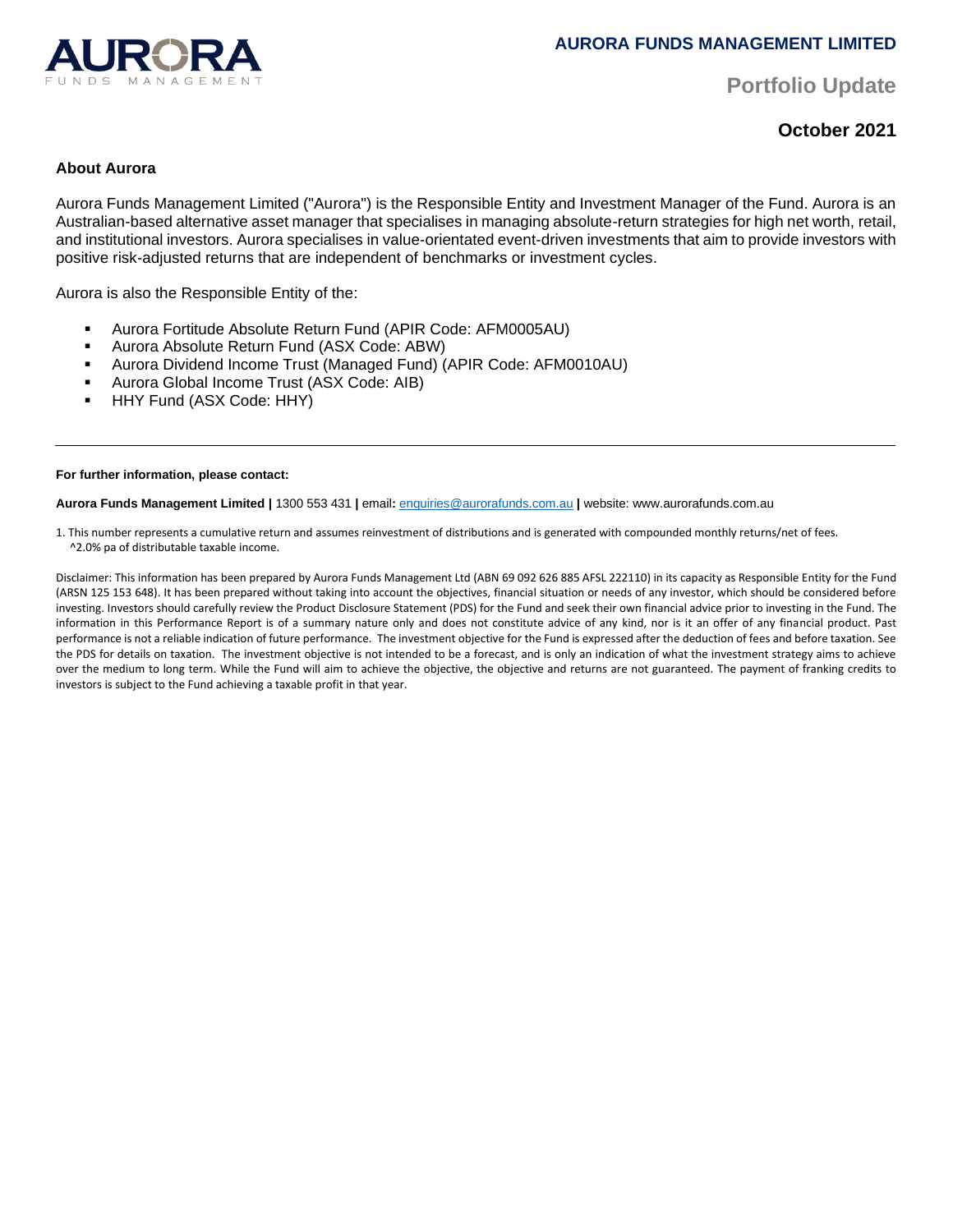**AURORA FUNDS MANAGEMENT LIMITED**

**Portfolio Update**

**October 2021**

### About Aurora

Aurora Funds Management Limited ("Aurora") is the Responsible Entity and Investment Manager of the Fund. Aurora is an Australian-based alternative asset manager that specialises in managing absolute-return strategies for high net worth, retail, and institutional investors. Aurora specialises in value-orientated event-driven investments that aim to provide investors with positive risk-adjusted returns that are independent of benchmarks or investment cycles.

Aurora is also the Responsible Entity of the:

- Aurora Fortitude Absolute Return Fund (APIR Code: AFM0005AU)
- Aurora Absolute Return Fund (ASX Code: ABW)
- Aurora Dividend Income Trust (Managed Fund) (APIR Code: AFM0010AU)
- Aurora Global Income Trust (ASX Code: AIB)
- HHY Fund (ASX Code: HHY)

---

**For further information, please contact:**

**Aurora Funds Management Limited |** 1300 553 431 **|** email**:** enquiries@aurorafunds.com.au **|** website: www.aurorafunds.com.au

1. This number represents a cumulative return and assumes reinvestment of distributions and is generated with compounded monthly returns/net of fees.
^2.0% pa of distributable taxable income.

Disclaimer: This information has been prepared by Aurora Funds Management Ltd (ABN 69 092 626 885 AFSL 222110) in its capacity as Responsible Entity for the Fund (ARSN 125 153 648). It has been prepared without taking into account the objectives, financial situation or needs of any investor, which should be considered before investing. Investors should carefully review the Product Disclosure Statement (PDS) for the Fund and seek their own financial advice prior to investing in the Fund. The information in this Performance Report is of a summary nature only and does not constitute advice of any kind, nor is it an offer of any financial product. Past performance is not a reliable indication of future performance. The investment objective for the Fund is expressed after the deduction of fees and before taxation. See the PDS for details on taxation. The investment objective is not intended to be a forecast, and is only an indication of what the investment strategy aims to achieve over the medium to long term. While the Fund will aim to achieve the objective, the objective and returns are not guaranteed. The payment of franking credits to investors is subject to the Fund achieving a taxable profit in that year.